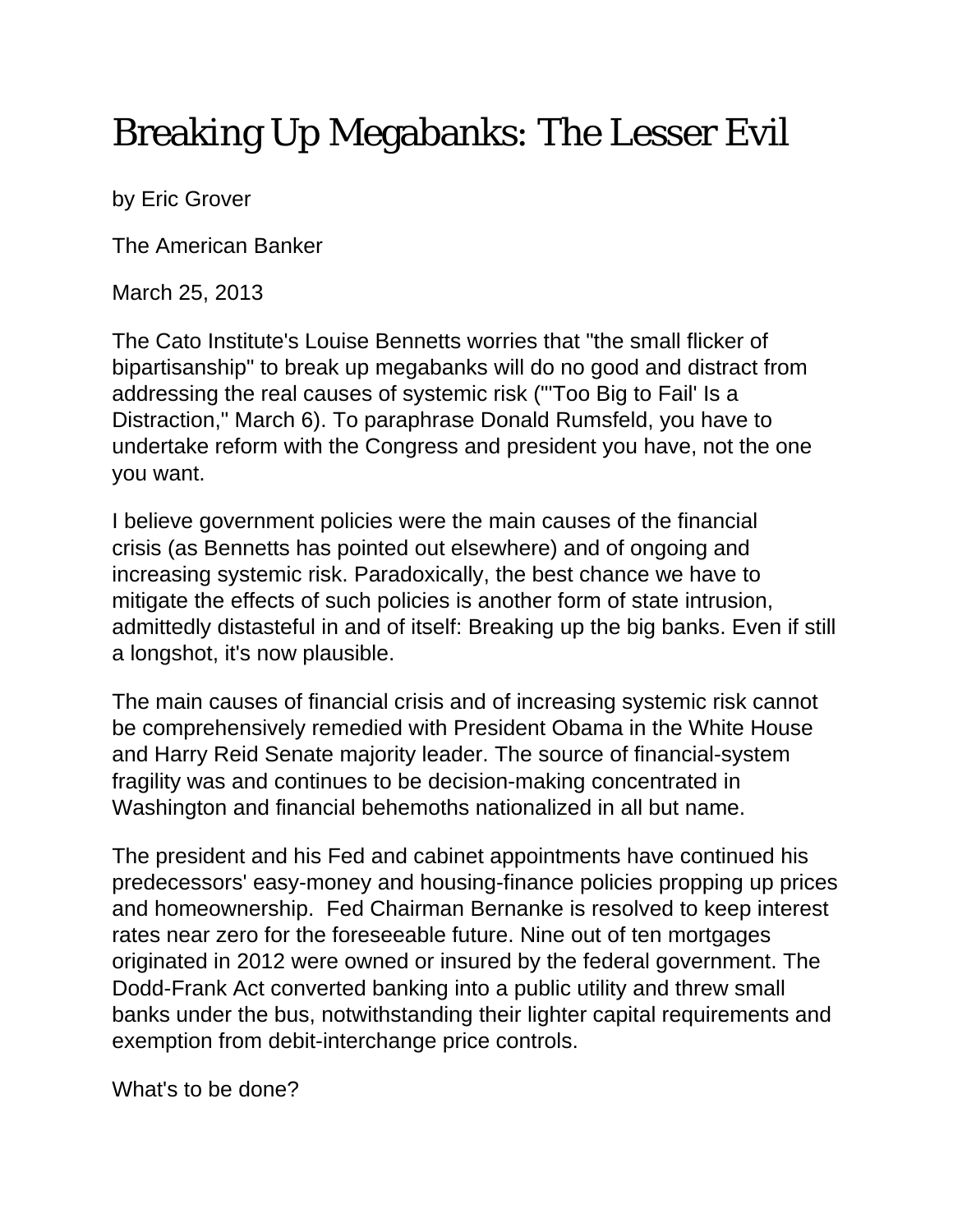# Breaking Up Megabanks: The Lesser Evil

by Eric Grover

The American Banker

March 25, 2013

The Cato Institute's Louise Bennetts worries that "the small flicker of bipartisanship" to break up megabanks will do no good and distract from addressing the real causes of systemic risk ("'Too Big to Fail' Is a Distraction," March 6). To paraphrase Donald Rumsfeld, you have to undertake reform with the Congress and president you have, not the one you want.

I believe government policies were the main causes of the financial crisis (as Bennetts has pointed out elsewhere) and of ongoing and increasing systemic risk. Paradoxically, the best chance we have to mitigate the effects of such policies is another form of state intrusion, admittedly distasteful in and of itself: Breaking up the big banks. Even if still a longshot, it's now plausible.

The main causes of financial crisis and of increasing systemic risk cannot be comprehensively remedied with President Obama in the White House and Harry Reid Senate majority leader. The source of financial-system fragility was and continues to be decision-making concentrated in Washington and financial behemoths nationalized in all but name.

The president and his Fed and cabinet appointments have continued his predecessors' easy-money and housing-finance policies propping up prices and homeownership. Fed Chairman Bernanke is resolved to keep interest rates near zero for the foreseeable future. Nine out of ten mortgages originated in 2012 were owned or insured by the federal government. The Dodd-Frank Act converted banking into a public utility and threw small banks under the bus, notwithstanding their lighter capital requirements and exemption from debit-interchange price controls.

What's to be done?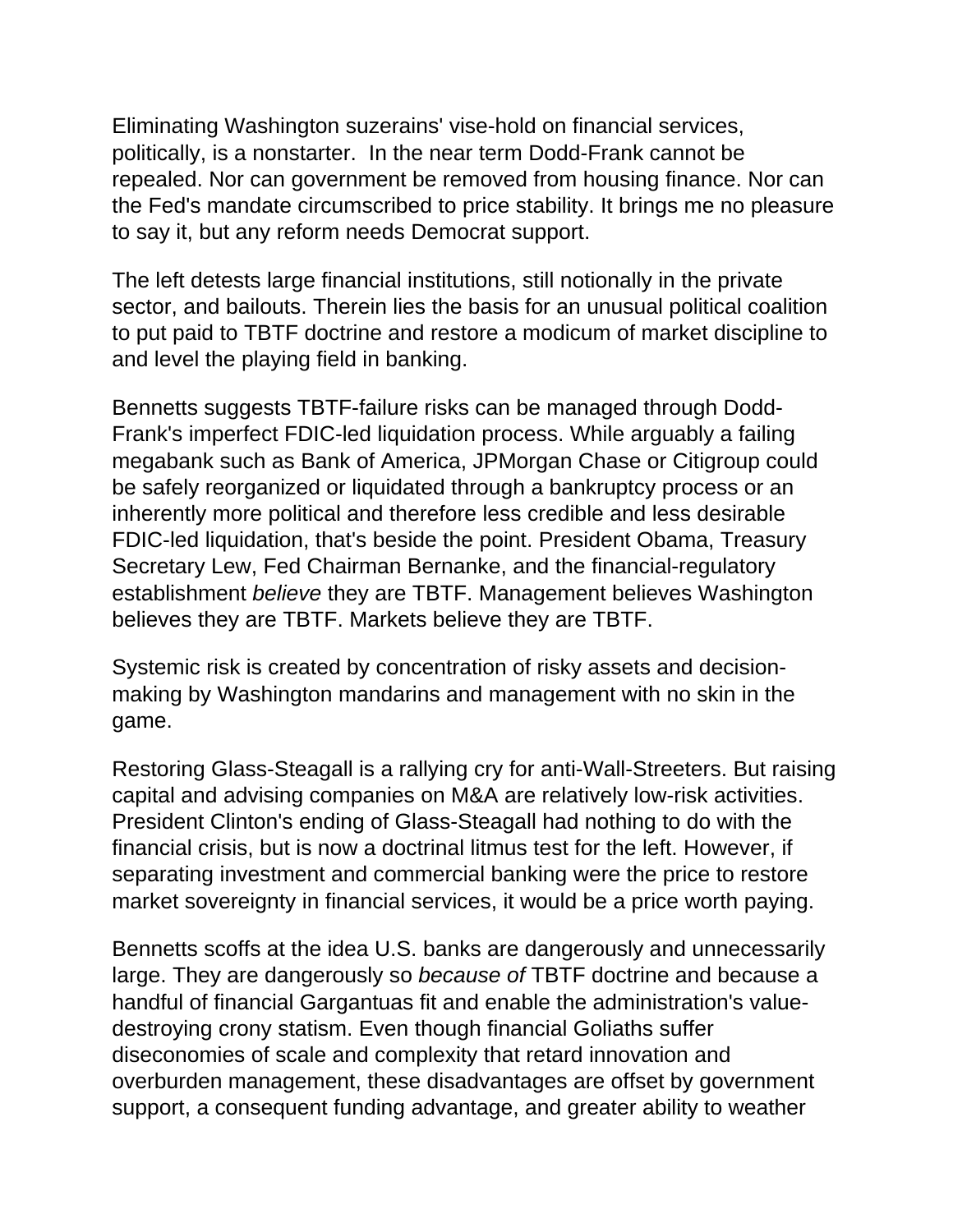Eliminating Washington suzerains' vise-hold on financial services, politically, is a nonstarter.  In the near term Dodd-Frank cannot be repealed. Nor can government be removed from housing finance. Nor can the Fed's mandate circumscribed to price stability. It brings me no pleasure to say it, but any reform needs Democrat support.

The left detests large financial institutions, still notionally in the private sector, and bailouts. Therein lies the basis for an unusual political coalition to put paid to TBTF doctrine and restore a modicum of market discipline to and level the playing field in banking.

Bennetts suggests TBTF-failure risks can be managed through Dodd-Frank's imperfect FDIC-led liquidation process. While arguably a failing megabank such as Bank of America, JPMorgan Chase or Citigroup could be safely reorganized or liquidated through a bankruptcy process or an inherently more political and therefore less credible and less desirable FDIC-led liquidation, that's beside the point. President Obama, Treasury Secretary Lew, Fed Chairman Bernanke, and the financial-regulatory establishment *believe* they are TBTF. Management believes Washington believes they are TBTF. Markets believe they are TBTF.

Systemic risk is created by concentration of risky assets and decision-making by Washington mandarins and management with no skin in the game.

Restoring Glass-Steagall is a rallying cry for anti-Wall-Streeters. But raising capital and advising companies on M&A are relatively low-risk activities. President Clinton's ending of Glass-Steagall had nothing to do with the financial crisis, but is now a doctrinal litmus test for the left. However, if separating investment and commercial banking were the price to restore market sovereignty in financial services, it would be a price worth paying.

Bennetts scoffs at the idea U.S. banks are dangerously and unnecessarily large. They are dangerously so *because of* TBTF doctrine and because a handful of financial Gargantuas fit and enable the administration's value-destroying crony statism. Even though financial Goliaths suffer diseconomies of scale and complexity that retard innovation and overburden management, these disadvantages are offset by government support, a consequent funding advantage, and greater ability to weather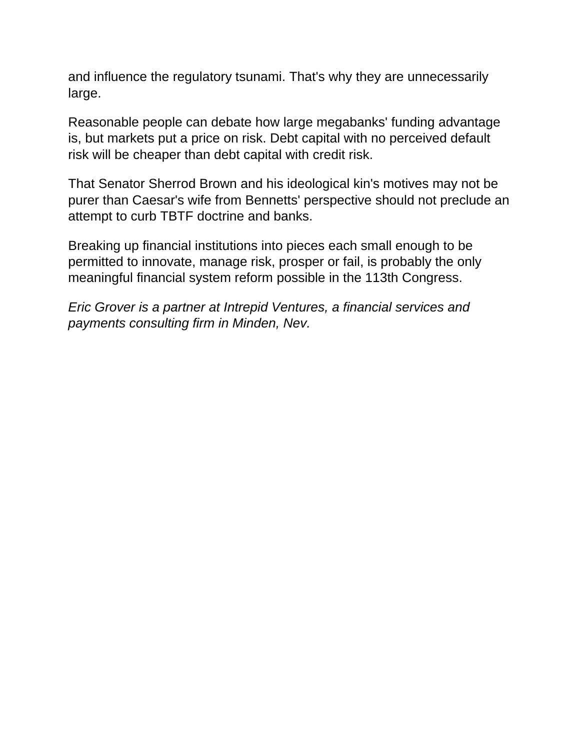and influence the regulatory tsunami. That's why they are unnecessarily large.

Reasonable people can debate how large megabanks' funding advantage is, but markets put a price on risk. Debt capital with no perceived default risk will be cheaper than debt capital with credit risk.

That Senator Sherrod Brown and his ideological kin's motives may not be purer than Caesar's wife from Bennetts' perspective should not preclude an attempt to curb TBTF doctrine and banks.

Breaking up financial institutions into pieces each small enough to be permitted to innovate, manage risk, prosper or fail, is probably the only meaningful financial system reform possible in the 113th Congress.

*Eric Grover is a partner at Intrepid Ventures, a financial services and payments consulting firm in Minden, Nev.*